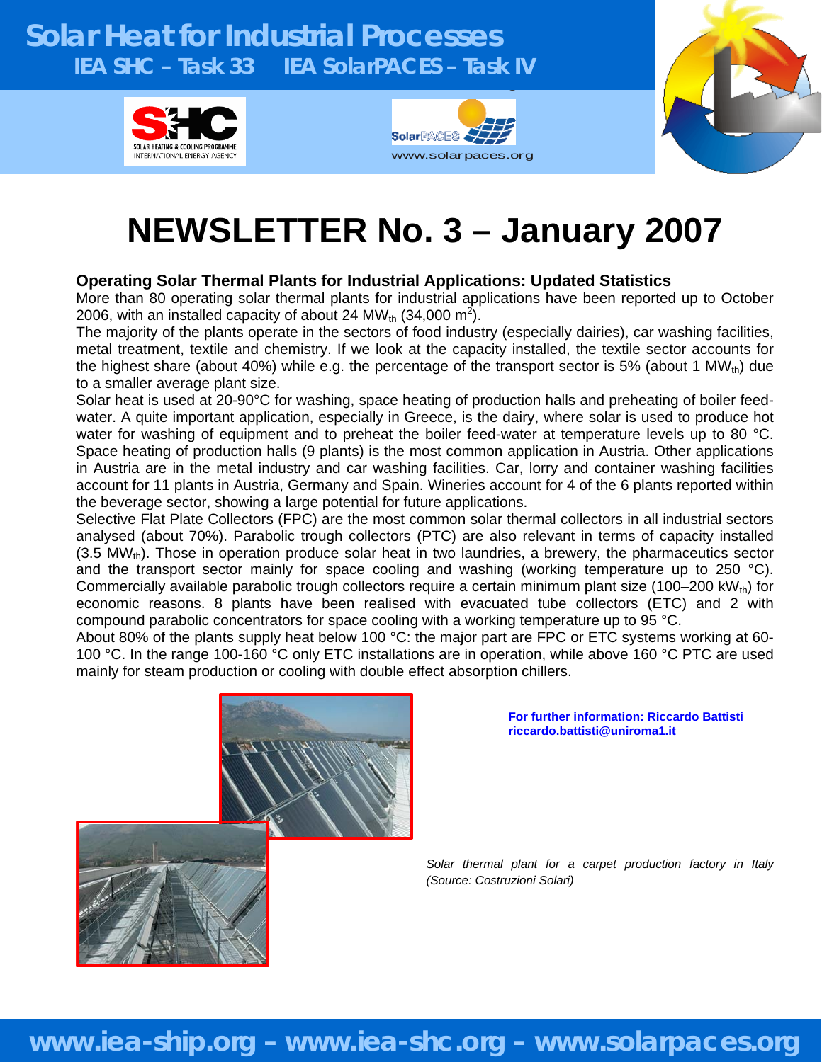# Solar Heat for Industrial Processes

**IEA SHC – Task 33 IEA SolarPACES – Task IV**

www.solarpaces.org

# NEWSLETTER No. 3 – January 2007

### Operating Solar Thermal Plants for Industrial Applications: Updated Statistics

More than 80 operating solar thermal plants for industrial applications have been reported up to October 2006, with an installed capacity of about 24 $MW_{th}$ (34,000 $m^2$).

The majority of the plants operate in the sectors of food industry (especially dairies), car washing facilities, metal treatment, textile and chemistry. If we look at the capacity installed, the textile sector accounts for the highest share (about 40%) while e.g. the percentage of the transport sector is 5% (about 1 $MW_{th}$) due to a smaller average plant size.

Solar heat is used at 20-90°C for washing, space heating of production halls and preheating of boiler feed-water. A quite important application, especially in Greece, is the dairy, where solar is used to produce hot water for washing of equipment and to preheat the boiler feed-water at temperature levels up to 80 °C. Space heating of production halls (9 plants) is the most common application in Austria. Other applications in Austria are in the metal industry and car washing facilities. Car, lorry and container washing facilities account for 11 plants in Austria, Germany and Spain. Wineries account for 4 of the 6 plants reported within the beverage sector, showing a large potential for future applications.

Selective Flat Plate Collectors (FPC) are the most common solar thermal collectors in all industrial sectors analysed (about 70%). Parabolic trough collectors (PTC) are also relevant in terms of capacity installed (3.5 $MW_{th}$). Those in operation produce solar heat in two laundries, a brewery, the pharmaceutics sector and the transport sector mainly for space cooling and washing (working temperature up to 250 °C). Commercially available parabolic trough collectors require a certain minimum plant size (100–200 $kW_{th}$) for economic reasons. 8 plants have been realised with evacuated tube collectors (ETC) and 2 with compound parabolic concentrators for space cooling with a working temperature up to 95 °C.

About 80% of the plants supply heat below 100 °C: the major part are FPC or ETC systems working at 60-100 °C. In the range 100-160 °C only ETC installations are in operation, while above 160 °C PTC are used mainly for steam production or cooling with double effect absorption chillers.

**For further information: Riccardo Battisti**
**riccardo.battisti@uniroma1.it**

*Solar thermal plant for a carpet production factory in Italy (Source: Costruzioni Solari)*

**www.iea-ship.org – www.iea-shc.org – www.solarpaces.org**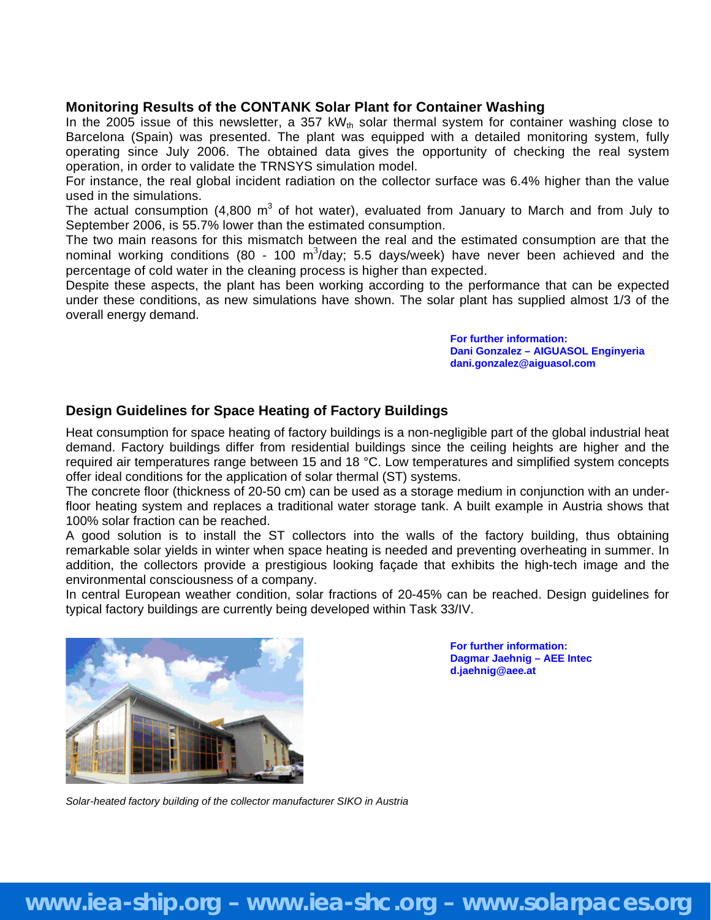## Monitoring Results of the CONTANK Solar Plant for Container Washing

In the 2005 issue of this newsletter, a 357 $kW_{th}$ solar thermal system for container washing close to Barcelona (Spain) was presented. The plant was equipped with a detailed monitoring system, fully operating since July 2006. The obtained data gives the opportunity of checking the real system operation, in order to validate the TRNSYS simulation model.

For instance, the real global incident radiation on the collector surface was 6.4% higher than the value used in the simulations.

The actual consumption (4,800 $m^3$ of hot water), evaluated from January to March and from July to September 2006, is 55.7% lower than the estimated consumption.

The two main reasons for this mismatch between the real and the estimated consumption are that the nominal working conditions (80 - 100 $m^3$/day; 5.5 days/week) have never been achieved and the percentage of cold water in the cleaning process is higher than expected.

Despite these aspects, the plant has been working according to the performance that can be expected under these conditions, as new simulations have shown. The solar plant has supplied almost 1/3 of the overall energy demand.

**For further information:**
**Dani Gonzalez – AIGUASOL Enginyeria**
**dani.gonzalez@aiguasol.com**

## Design Guidelines for Space Heating of Factory Buildings

Heat consumption for space heating of factory buildings is a non-negligible part of the global industrial heat demand. Factory buildings differ from residential buildings since the ceiling heights are higher and the required air temperatures range between 15 and 18 °C. Low temperatures and simplified system concepts offer ideal conditions for the application of solar thermal (ST) systems.

The concrete floor (thickness of 20-50 cm) can be used as a storage medium in conjunction with an under-floor heating system and replaces a traditional water storage tank. A built example in Austria shows that 100% solar fraction can be reached.

A good solution is to install the ST collectors into the walls of the factory building, thus obtaining remarkable solar yields in winter when space heating is needed and preventing overheating in summer. In addition, the collectors provide a prestigious looking façade that exhibits the high-tech image and the environmental consciousness of a company.

In central European weather condition, solar fractions of 20-45% can be reached. Design guidelines for typical factory buildings are currently being developed within Task 33/IV.

**For further information:**
**Dagmar Jaehnig – AEE Intec**
**d.jaehnig@aee.at**

*Solar-heated factory building of the collector manufacturer SIKO in Austria*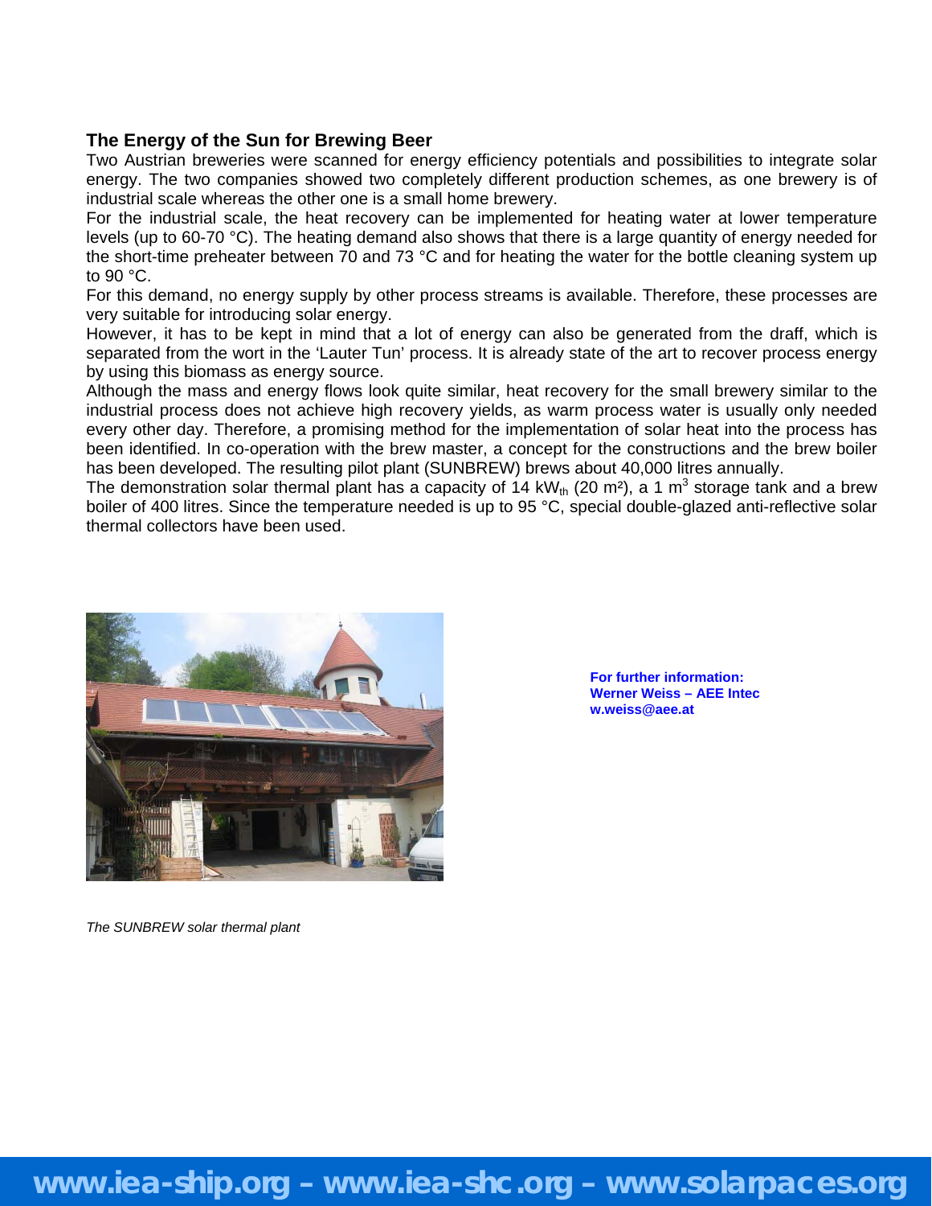### The Energy of the Sun for Brewing Beer

Two Austrian breweries were scanned for energy efficiency potentials and possibilities to integrate solar energy. The two companies showed two completely different production schemes, as one brewery is of industrial scale whereas the other one is a small home brewery.

For the industrial scale, the heat recovery can be implemented for heating water at lower temperature levels (up to 60-70 °C). The heating demand also shows that there is a large quantity of energy needed for the short-time preheater between 70 and 73 °C and for heating the water for the bottle cleaning system up to 90 °C.

For this demand, no energy supply by other process streams is available. Therefore, these processes are very suitable for introducing solar energy.

However, it has to be kept in mind that a lot of energy can also be generated from the draff, which is separated from the wort in the 'Lauter Tun' process. It is already state of the art to recover process energy by using this biomass as energy source.

Although the mass and energy flows look quite similar, heat recovery for the small brewery similar to the industrial process does not achieve high recovery yields, as warm process water is usually only needed every other day. Therefore, a promising method for the implementation of solar heat into the process has been identified. In co-operation with the brew master, a concept for the constructions and the brew boiler has been developed. The resulting pilot plant (SUNBREW) brews about 40,000 litres annually.

The demonstration solar thermal plant has a capacity of 14 $kW_{th}$ (20 $m^2$), a 1 $m^3$ storage tank and a brew boiler of 400 litres. Since the temperature needed is up to 95 °C, special double-glazed anti-reflective solar thermal collectors have been used.

*The SUNBREW solar thermal plant*

**For further information:**
**Werner Weiss – AEE Intec**
**w.weiss@aee.at**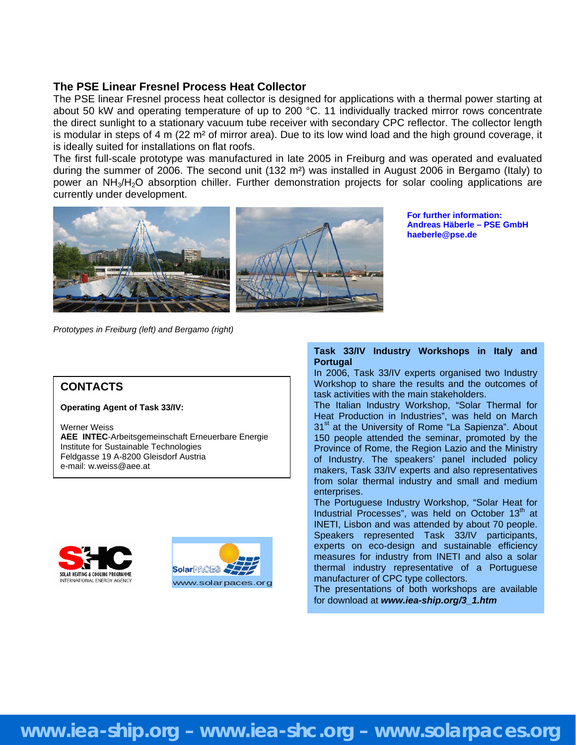## The PSE Linear Fresnel Process Heat Collector

The PSE linear Fresnel process heat collector is designed for applications with a thermal power starting at about 50 kW and operating temperature of up to 200 °C. 11 individually tracked mirror rows concentrate the direct sunlight to a stationary vacuum tube receiver with secondary CPC reflector. The collector length is modular in steps of 4 m (22 m² of mirror area). Due to its low wind load and the high ground coverage, it is ideally suited for installations on flat roofs.

The first full-scale prototype was manufactured in late 2005 in Freiburg and was operated and evaluated during the summer of 2006. The second unit (132 m²) was installed in August 2006 in Bergamo (Italy) to power an $NH_3/H_2O$ absorption chiller. Further demonstration projects for solar cooling applications are currently under development.

**For further information:**
**Andreas Häberle – PSE GmbH**
**haeberle@pse.de**

*Prototypes in Freiburg (left) and Bergamo (right)*

## CONTACTS

**Operating Agent of Task 33/IV:**

Werner Weiss
**AEE INTEC**-Arbeitsgemeinschaft Erneuerbare Energie
Institute for Sustainable Technologies
Feldgasse 19 A-8200 Gleisdorf Austria
e-mail: w.weiss@aee.at

### Task 33/IV Industry Workshops in Italy and Portugal

In 2006, Task 33/IV experts organised two Industry Workshop to share the results and the outcomes of task activities with the main stakeholders.

The Italian Industry Workshop, "Solar Thermal for Heat Production in Industries", was held on March 31st at the University of Rome "La Sapienza". About 150 people attended the seminar, promoted by the Province of Rome, the Region Lazio and the Ministry of Industry. The speakers' panel included policy makers, Task 33/IV experts and also representatives from solar thermal industry and small and medium enterprises.

The Portuguese Industry Workshop, "Solar Heat for Industrial Processes", was held on October 13th at INETI, Lisbon and was attended by about 70 people. Speakers represented Task 33/IV participants, experts on eco-design and sustainable efficiency measures for industry from INETI and also a solar thermal industry representative of a Portuguese manufacturer of CPC type collectors.

The presentations of both workshops are available for download at ***www.iea-ship.org/3_1.htm***

**www.iea-ship.org – www.iea-shc.org – www.solarpaces.org**